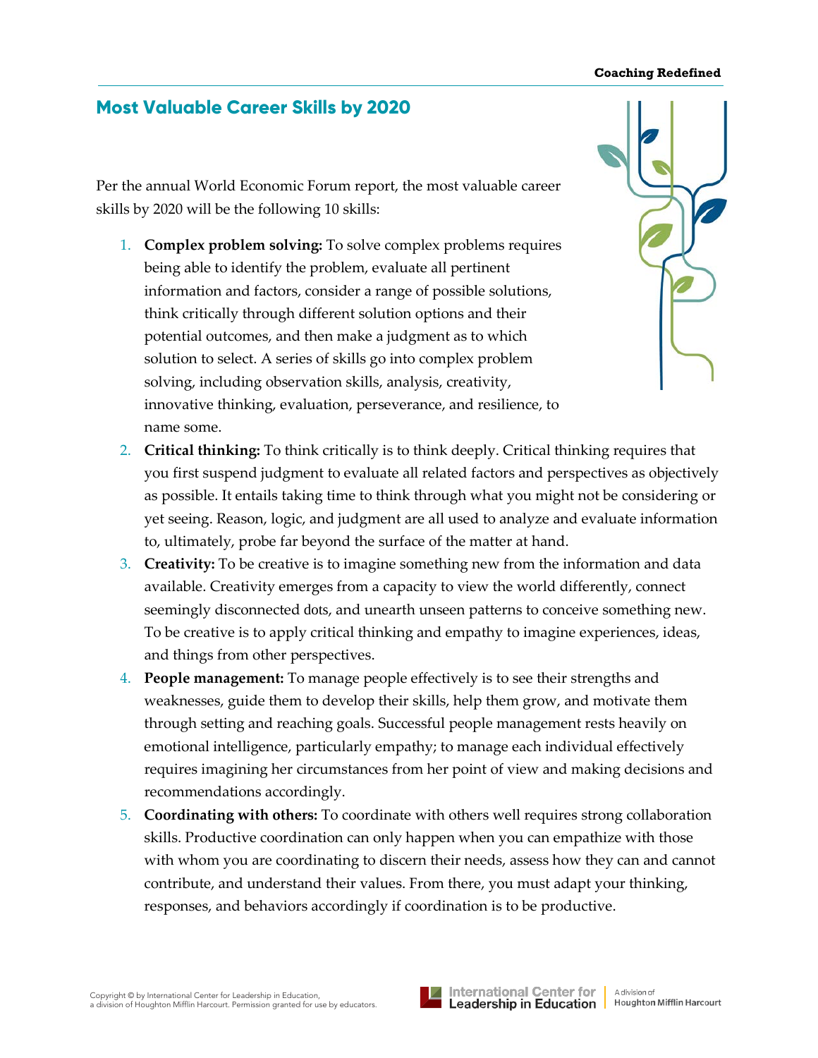## Most Valuable Career Skills by 2020

Per the annual World Economic Forum report, the most valuable career skills by 2020 will be the following 10 skills:

1. **Complex problem solving:** To solve complex problems requires being able to identify the problem, evaluate all pertinent information and factors, consider a range of possible solutions, think critically through different solution options and their potential outcomes, and then make a judgment as to which solution to select. A series of skills go into complex problem solving, including observation skills, analysis, creativity, innovative thinking, evaluation, perseverance, and resilience, to name some.
2. **Critical thinking:** To think critically is to think deeply. Critical thinking requires that you first suspend judgment to evaluate all related factors and perspectives as objectively as possible. It entails taking time to think through what you might not be considering or yet seeing. Reason, logic, and judgment are all used to analyze and evaluate information to, ultimately, probe far beyond the surface of the matter at hand.
3. **Creativity:** To be creative is to imagine something new from the information and data available. Creativity emerges from a capacity to view the world differently, connect seemingly disconnected dots, and unearth unseen patterns to conceive something new. To be creative is to apply critical thinking and empathy to imagine experiences, ideas, and things from other perspectives.
4. **People management:** To manage people effectively is to see their strengths and weaknesses, guide them to develop their skills, help them grow, and motivate them through setting and reaching goals. Successful people management rests heavily on emotional intelligence, particularly empathy; to manage each individual effectively requires imagining her circumstances from her point of view and making decisions and recommendations accordingly.
5. **Coordinating with others:** To coordinate with others well requires strong collaboration skills. Productive coordination can only happen when you can empathize with those with whom you are coordinating to discern their needs, assess how they can and cannot contribute, and understand their values. From there, you must adapt your thinking, responses, and behaviors accordingly if coordination is to be productive.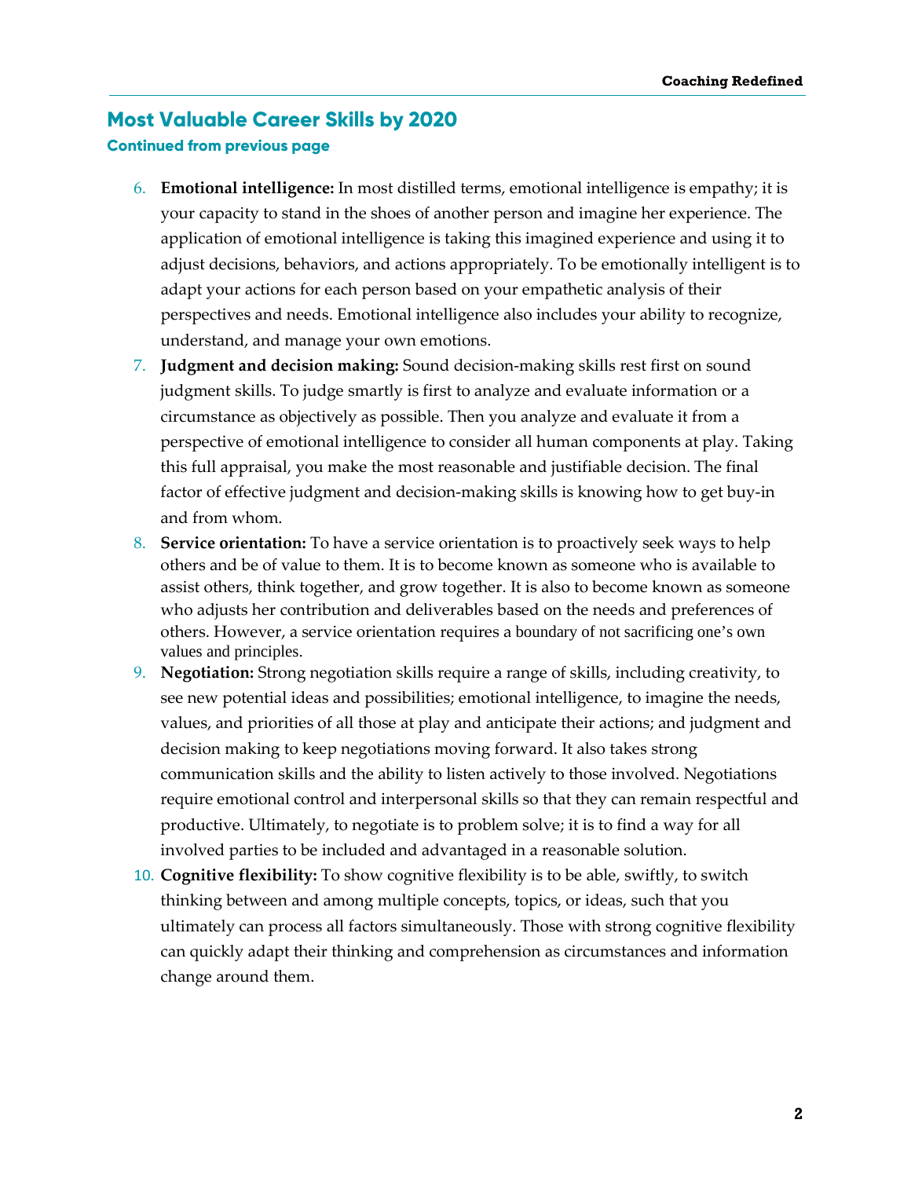## Most Valuable Career Skills by 2020

**Continued from previous page**

6. **Emotional intelligence:** In most distilled terms, emotional intelligence is empathy; it is your capacity to stand in the shoes of another person and imagine her experience. The application of emotional intelligence is taking this imagined experience and using it to adjust decisions, behaviors, and actions appropriately. To be emotionally intelligent is to adapt your actions for each person based on your empathetic analysis of their perspectives and needs. Emotional intelligence also includes your ability to recognize, understand, and manage your own emotions.
7. **Judgment and decision making:** Sound decision-making skills rest first on sound judgment skills. To judge smartly is first to analyze and evaluate information or a circumstance as objectively as possible. Then you analyze and evaluate it from a perspective of emotional intelligence to consider all human components at play. Taking this full appraisal, you make the most reasonable and justifiable decision. The final factor of effective judgment and decision-making skills is knowing how to get buy-in and from whom.
8. **Service orientation:** To have a service orientation is to proactively seek ways to help others and be of value to them. It is to become known as someone who is available to assist others, think together, and grow together. It is also to become known as someone who adjusts her contribution and deliverables based on the needs and preferences of others. However, a service orientation requires a boundary of not sacrificing one's own values and principles.
9. **Negotiation:** Strong negotiation skills require a range of skills, including creativity, to see new potential ideas and possibilities; emotional intelligence, to imagine the needs, values, and priorities of all those at play and anticipate their actions; and judgment and decision making to keep negotiations moving forward. It also takes strong communication skills and the ability to listen actively to those involved. Negotiations require emotional control and interpersonal skills so that they can remain respectful and productive. Ultimately, to negotiate is to problem solve; it is to find a way for all involved parties to be included and advantaged in a reasonable solution.
10. **Cognitive flexibility:** To show cognitive flexibility is to be able, swiftly, to switch thinking between and among multiple concepts, topics, or ideas, such that you ultimately can process all factors simultaneously. Those with strong cognitive flexibility can quickly adapt their thinking and comprehension as circumstances and information change around them.